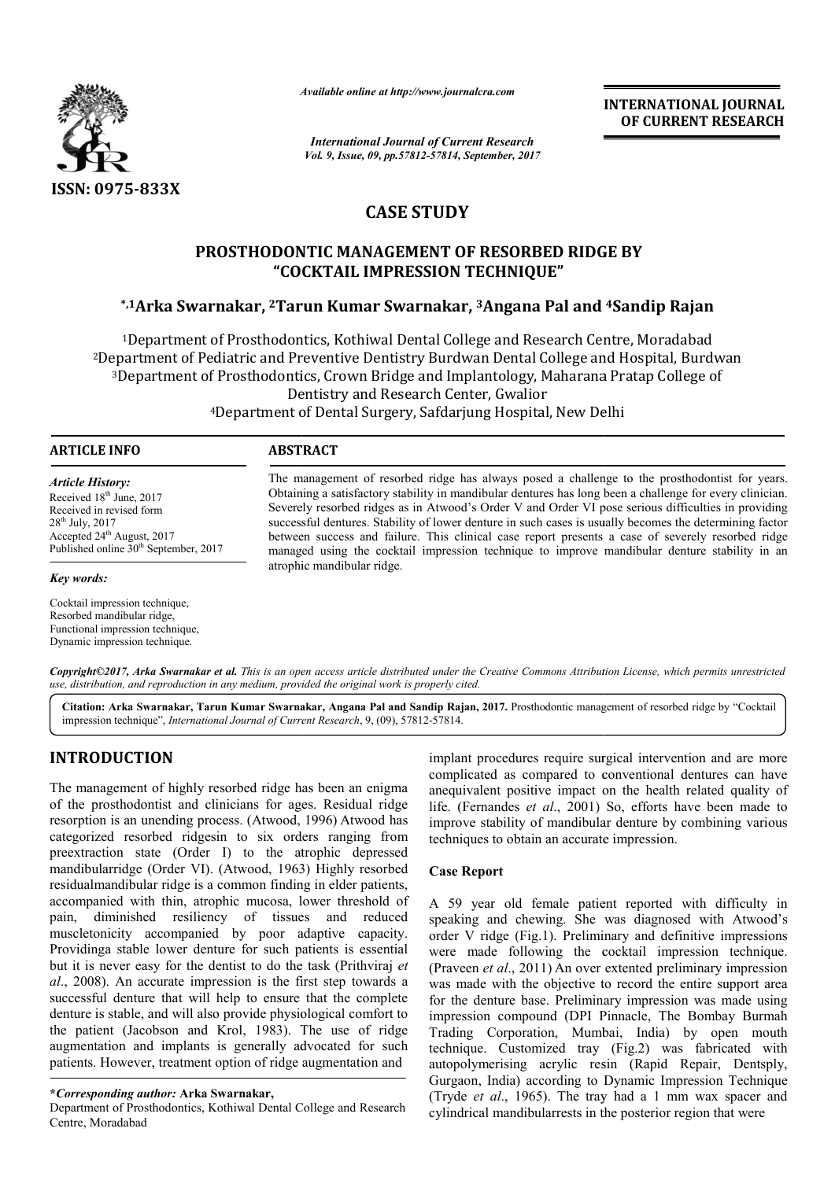ISSN: 0975-833X

*Available online at http://www.journalcra.com*

*International Journal of Current Research*
*Vol. 9, Issue, 09, pp.57812-57814, September, 2017*

**INTERNATIONAL JOURNAL OF CURRENT RESEARCH**

# CASE STUDY

# PROSTHODONTIC MANAGEMENT OF RESORBED RIDGE BY "COCKTAIL IMPRESSION TECHNIQUE"

**\*,[1]Arka Swarnakar, [2]Tarun Kumar Swarnakar, [3]Angana Pal and [4]Sandip Rajan**

[1]Department of Prosthodontics, Kothiwal Dental College and Research Centre, Moradabad
[2]Department of Pediatric and Preventive Dentistry Burdwan Dental College and Hospital, Burdwan
[3]Department of Prosthodontics, Crown Bridge and Implantology, Maharana Pratap College of Dentistry and Research Center, Gwalior
[4]Department of Dental Surgery, Safdarjung Hospital, New Delhi

## ARTICLE INFO

*Article History:*
Received 18th June, 2017
Received in revised form 28th July, 2017
Accepted 24th August, 2017
Published online 30th September, 2017

*Key words:*
Cocktail impression technique,
Resorbed mandibular ridge,
Functional impression technique,
Dynamic impression technique.

## ABSTRACT

The management of resorbed ridge has always posed a challenge to the prosthodontist for years. Obtaining a satisfactory stability in mandibular dentures has long been a challenge for every clinician. Severely resorbed ridges as in Atwood's Order V and Order VI pose serious difficulties in providing successful dentures. Stability of lower denture in such cases is usually becomes the determining factor between success and failure. This clinical case report presents a case of severely resorbed ridge managed using the cocktail impression technique to improve mandibular denture stability in an atrophic mandibular ridge.

*Copyright©2017, Arka Swarnakar et al. This is an open access article distributed under the Creative Commons Attribution License, which permits unrestricted use, distribution, and reproduction in any medium, provided the original work is properly cited.*

**Citation: Arka Swarnakar, Tarun Kumar Swarnakar, Angana Pal and Sandip Rajan, 2017.** Prosthodontic management of resorbed ridge by "Cocktail impression technique", *International Journal of Current Research*, 9, (09), 57812-57814.

## INTRODUCTION

The management of highly resorbed ridge has been an enigma of the prosthodontist and clinicians for ages. Residual ridge resorption is an unending process. (Atwood, 1996) Atwood has categorized resorbed ridgesin to six orders ranging from preextraction state (Order I) to the atrophic depressed mandibularridge (Order VI). (Atwood, 1963) Highly resorbed residualmandibular ridge is a common finding in elder patients, accompanied with thin, atrophic mucosa, lower threshold of pain, diminished resiliency of tissues and reduced muscletonicity accompanied by poor adaptive capacity. Providinga stable lower denture for such patients is essential but it is never easy for the dentist to do the task (Prithviraj *et al*., 2008). An accurate impression is the first step towards a successful denture that will help to ensure that the complete denture is stable, and will also provide physiological comfort to the patient (Jacobson and Krol, 1983). The use of ridge augmentation and implants is generally advocated for such patients. However, treatment option of ridge augmentation and implant procedures require surgical intervention and are more complicated as compared to conventional dentures can have anequivalent positive impact on the health related quality of life. (Fernandes *et al*., 2001) So, efforts have been made to improve stability of mandibular denture by combining various techniques to obtain an accurate impression.

### Case Report

A 59 year old female patient reported with difficulty in speaking and chewing. She was diagnosed with Atwood's order V ridge (Fig.1). Preliminary and definitive impressions were made following the cocktail impression technique. (Praveen *et al*., 2011) An over extented preliminary impression was made with the objective to record the entire support area for the denture base. Preliminary impression was made using impression compound (DPI Pinnacle, The Bombay Burmah Trading Corporation, Mumbai, India) by open mouth technique. Customized tray (Fig.2) was fabricated with autopolymerising acrylic resin (Rapid Repair, Dentsply, Gurgaon, India) according to Dynamic Impression Technique (Tryde *et al*., 1965). The tray had a 1 mm wax spacer and cylindrical mandibularrests in the posterior region that were

**\*Corresponding author:** **Arka Swarnakar,**
Department of Prosthodontics, Kothiwal Dental College and Research Centre, Moradabad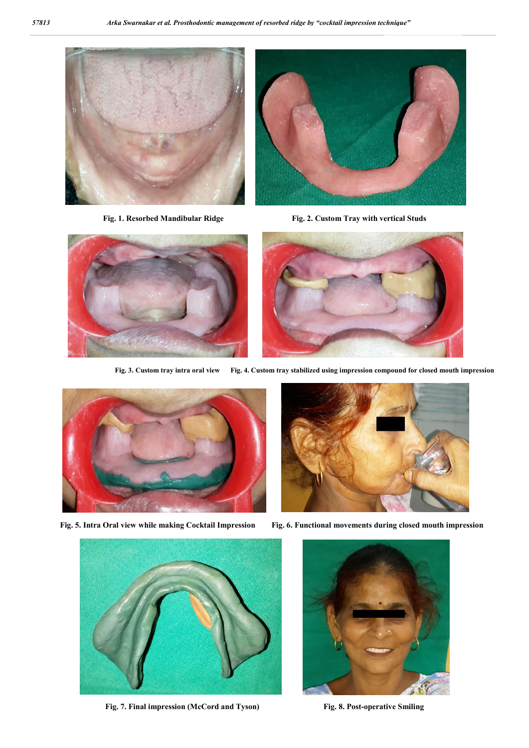Fig. 1. Resorbed Mandibular Ridge

Fig. 2. Custom Tray with vertical Studs

Fig. 3. Custom tray intra oral view

Fig. 4. Custom tray stabilized using impression compound for closed mouth impression

Fig. 5. Intra Oral view while making Cocktail Impression

Fig. 6. Functional movements during closed mouth impression

Fig. 7. Final impression (McCord and Tyson)

Fig. 8. Post-operative Smiling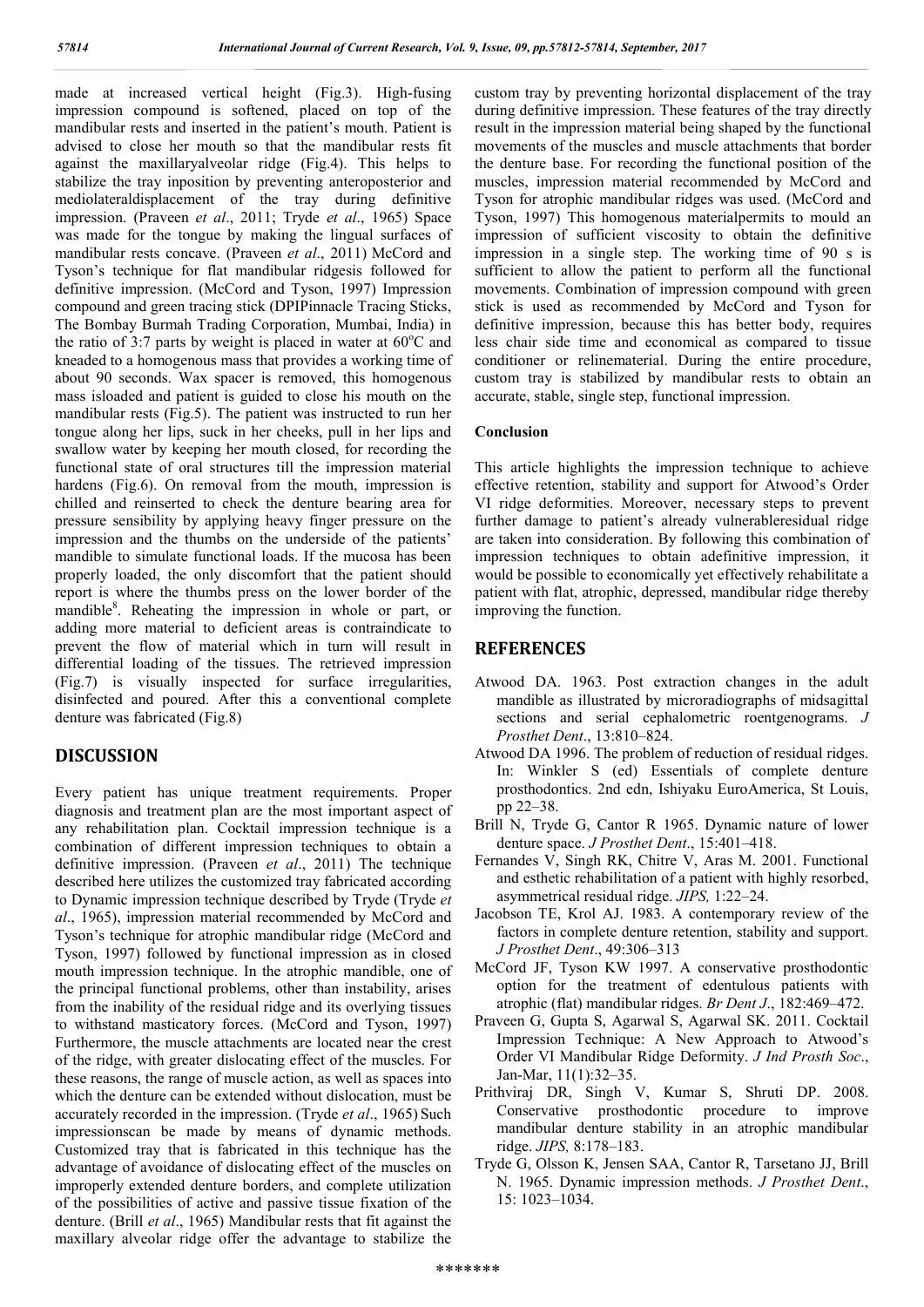made at increased vertical height (Fig.3). High-fusing impression compound is softened, placed on top of the mandibular rests and inserted in the patient's mouth. Patient is advised to close her mouth so that the mandibular rests fit against the maxillaryalveolar ridge (Fig.4). This helps to stabilize the tray inposition by preventing anteroposterior and mediolateraldisplacement of the tray during definitive impression. (Praveen *et al*., 2011; Tryde *et al*., 1965) Space was made for the tongue by making the lingual surfaces of mandibular rests concave. (Praveen *et al*., 2011) McCord and Tyson's technique for flat mandibular ridgesis followed for definitive impression. (McCord and Tyson, 1997) Impression compound and green tracing stick (DPIPinnacle Tracing Sticks, The Bombay Burmah Trading Corporation, Mumbai, India) in the ratio of 3:7 parts by weight is placed in water at $60^{o}C$ and kneaded to a homogenous mass that provides a working time of about 90 seconds. Wax spacer is removed, this homogenous mass isloaded and patient is guided to close his mouth on the mandibular rests (Fig.5). The patient was instructed to run her tongue along her lips, suck in her cheeks, pull in her lips and swallow water by keeping her mouth closed, for recording the functional state of oral structures till the impression material hardens (Fig.6). On removal from the mouth, impression is chilled and reinserted to check the denture bearing area for pressure sensibility by applying heavy finger pressure on the impression and the thumbs on the underside of the patients' mandible to simulate functional loads. If the mucosa has been properly loaded, the only discomfort that the patient should report is where the thumbs press on the lower border of the mandible[8]. Reheating the impression in whole or part, or adding more material to deficient areas is contraindicate to prevent the flow of material which in turn will result in differential loading of the tissues. The retrieved impression (Fig.7) is visually inspected for surface irregularities, disinfected and poured. After this a conventional complete denture was fabricated (Fig.8)

## DISCUSSION

Every patient has unique treatment requirements. Proper diagnosis and treatment plan are the most important aspect of any rehabilitation plan. Cocktail impression technique is a combination of different impression techniques to obtain a definitive impression. (Praveen *et al*., 2011) The technique described here utilizes the customized tray fabricated according to Dynamic impression technique described by Tryde (Tryde *et al*., 1965), impression material recommended by McCord and Tyson's technique for atrophic mandibular ridge (McCord and Tyson, 1997) followed by functional impression as in closed mouth impression technique. In the atrophic mandible, one of the principal functional problems, other than instability, arises from the inability of the residual ridge and its overlying tissues to withstand masticatory forces. (McCord and Tyson, 1997) Furthermore, the muscle attachments are located near the crest of the ridge, with greater dislocating effect of the muscles. For these reasons, the range of muscle action, as well as spaces into which the denture can be extended without dislocation, must be accurately recorded in the impression. (Tryde *et al*., 1965) Such impressionscan be made by means of dynamic methods. Customized tray that is fabricated in this technique has the advantage of avoidance of dislocating effect of the muscles on improperly extended denture borders, and complete utilization of the possibilities of active and passive tissue fixation of the denture. (Brill *et al*., 1965) Mandibular rests that fit against the maxillary alveolar ridge offer the advantage to stabilize the custom tray by preventing horizontal displacement of the tray during definitive impression. These features of the tray directly result in the impression material being shaped by the functional movements of the muscles and muscle attachments that border the denture base. For recording the functional position of the muscles, impression material recommended by McCord and Tyson for atrophic mandibular ridges was used. (McCord and Tyson, 1997) This homogenous materialpermits to mould an impression of sufficient viscosity to obtain the definitive impression in a single step. The working time of 90 s is sufficient to allow the patient to perform all the functional movements. Combination of impression compound with green stick is used as recommended by McCord and Tyson for definitive impression, because this has better body, requires less chair side time and economical as compared to tissue conditioner or relinematerial. During the entire procedure, custom tray is stabilized by mandibular rests to obtain an accurate, stable, single step, functional impression.

### Conclusion

This article highlights the impression technique to achieve effective retention, stability and support for Atwood's Order VI ridge deformities. Moreover, necessary steps to prevent further damage to patient's already vulnerableresidual ridge are taken into consideration. By following this combination of impression techniques to obtain adefinitive impression, it would be possible to economically yet effectively rehabilitate a patient with flat, atrophic, depressed, mandibular ridge thereby improving the function.

## REFERENCES

- Atwood DA. 1963. Post extraction changes in the adult mandible as illustrated by microradiographs of midsagittal sections and serial cephalometric roentgenograms. *J Prosthet Dent*., 13:810–824.
- Atwood DA 1996. The problem of reduction of residual ridges. In: Winkler S (ed) Essentials of complete denture prosthodontics. 2nd edn, Ishiyaku EuroAmerica, St Louis, pp 22–38.
- Brill N, Tryde G, Cantor R 1965. Dynamic nature of lower denture space. *J Prosthet Dent*., 15:401–418.
- Fernandes V, Singh RK, Chitre V, Aras M. 2001. Functional and esthetic rehabilitation of a patient with highly resorbed, asymmetrical residual ridge. *JIPS,* 1:22–24.
- Jacobson TE, Krol AJ. 1983. A contemporary review of the factors in complete denture retention, stability and support. *J Prosthet Dent*., 49:306–313
- McCord JF, Tyson KW 1997. A conservative prosthodontic option for the treatment of edentulous patients with atrophic (flat) mandibular ridges. *Br Dent J*., 182:469–472.
- Praveen G, Gupta S, Agarwal S, Agarwal SK. 2011. Cocktail Impression Technique: A New Approach to Atwood's Order VI Mandibular Ridge Deformity. *J Ind Prosth Soc*., Jan-Mar, 11(1):32–35.
- Prithviraj DR, Singh V, Kumar S, Shruti DP. 2008. Conservative prosthodontic procedure to improve mandibular denture stability in an atrophic mandibular ridge. *JIPS,* 8:178–183.
- Tryde G, Olsson K, Jensen SAA, Cantor R, Tarsetano JJ, Brill N. 1965. Dynamic impression methods. *J Prosthet Dent*., 15: 1023–1034.

\*\*\*\*\*\*\*